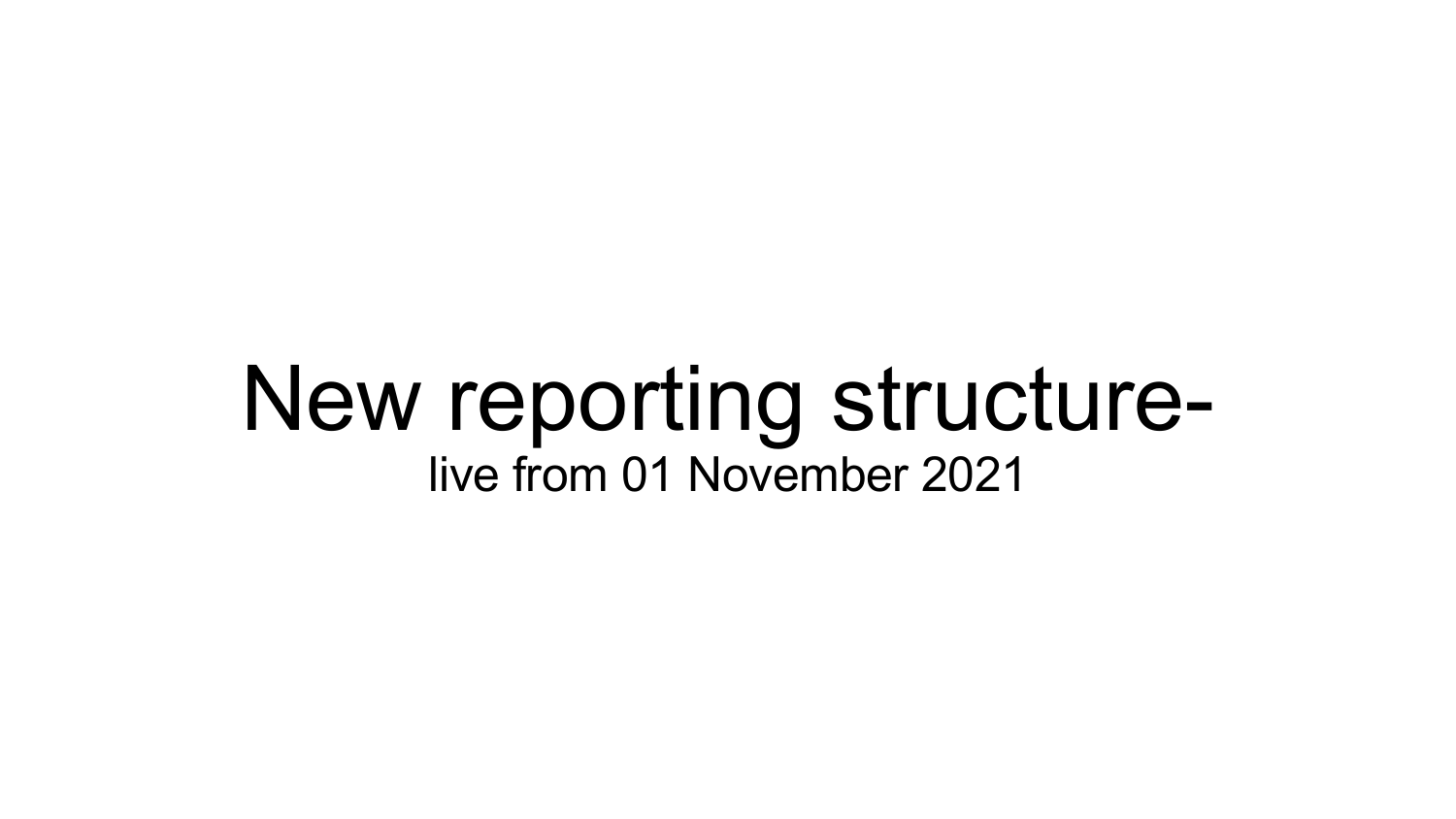# New reporting structure-

live from 01 November 2021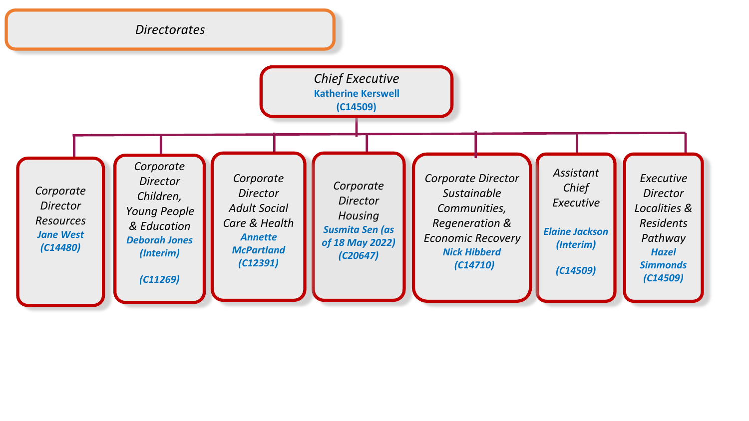# *Directorates*

**Chief Executive**
Katherine Kerswell
(C14509)

- *Corporate Director Resources*
  ***Jane West***
  ***(C14480)***

- *Corporate Director Children, Young People & Education*
  ***Deborah Jones (Interim)***
  ***(C11269)***

- *Corporate Director Adult Social Care & Health*
  ***Annette McPartland***
  ***(C12391)***

- *Corporate Director Housing*
  ***Susmita Sen (as of 18 May 2022)***
  ***(C20647)***

- *Corporate Director Sustainable Communities, Regeneration & Economic Recovery*
  ***Nick Hibberd***
  ***(C14710)***

- *Assistant Chief Executive*
  ***Elaine Jackson (Interim)***
  ***(C14509)***

- *Executive Director Localities & Residents Pathway*
  ***Hazel Simmonds***
  ***(C14509)***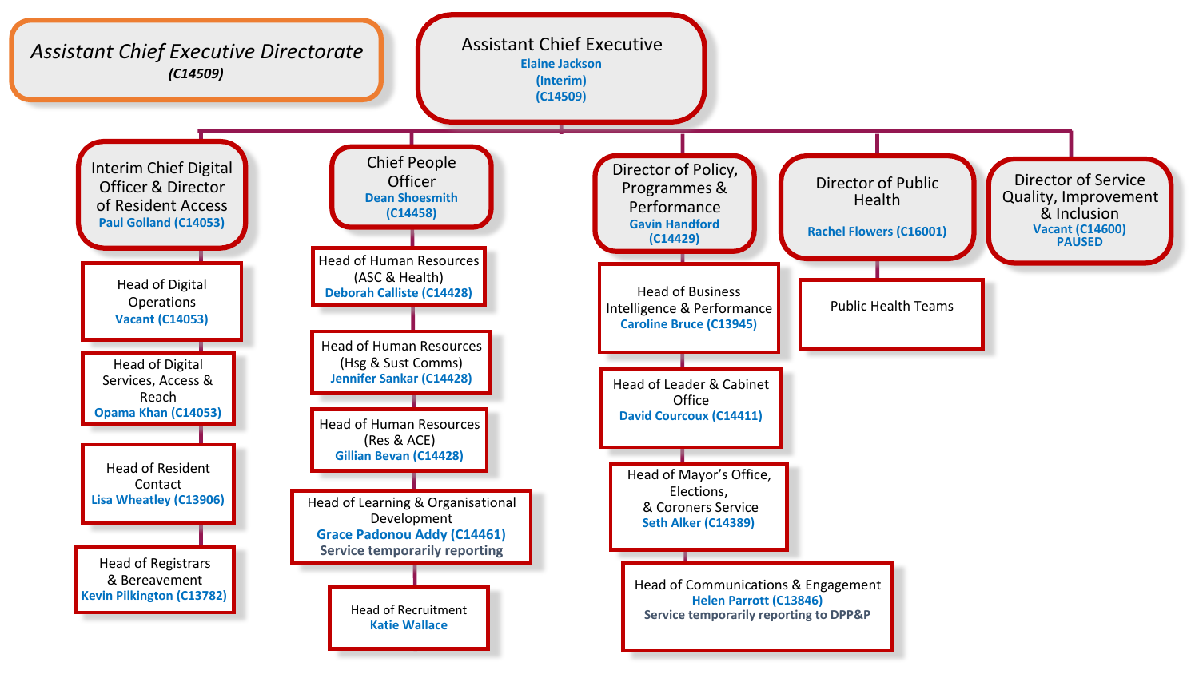# Assistant Chief Executive Directorate

*(C14509)*

## Assistant Chief Executive
Elaine Jackson
(Interim)
(C14509)

### Interim Chief Digital Officer & Director of Resident Access
Paul Golland (C14053)

- Head of Digital Operations
  Vacant (C14053)
- Head of Digital Services, Access & Reach
  Opama Khan (C14053)
- Head of Resident Contact
  Lisa Wheatley (C13906)
- Head of Registrars & Bereavement
  Kevin Pilkington (C13782)

### Chief People Officer
Dean Shoesmith
(C14458)

- Head of Human Resources (ASC & Health)
  Deborah Calliste (C14428)
- Head of Human Resources (Hsg & Sust Comms)
  Jennifer Sankar (C14428)
- Head of Human Resources (Res & ACE)
  Gillian Bevan (C14428)
- Head of Learning & Organisational Development
  Grace Padonou Addy (C14461)
  Service temporarily reporting
- Head of Recruitment
  Katie Wallace

### Director of Policy, Programmes & Performance
Gavin Handford
(C14429)

- Head of Business Intelligence & Performance
  Caroline Bruce (C13945)
- Head of Leader & Cabinet Office
  David Courcoux (C14411)
- Head of Mayor's Office, Elections, & Coroners Service
  Seth Alker (C14389)
- Head of Communications & Engagement
  Helen Parrott (C13846)
  Service temporarily reporting to DPP&P

### Director of Public Health
Rachel Flowers (C16001)

- Public Health Teams

### Director of Service Quality, Improvement & Inclusion
Vacant (C14600)
PAUSED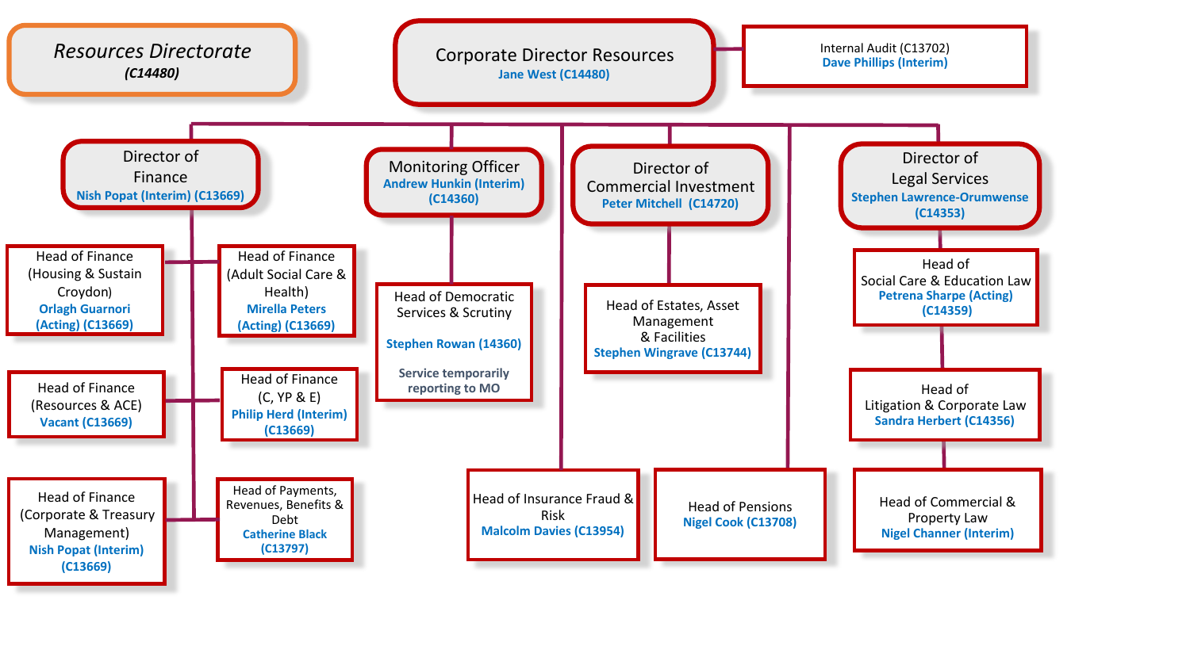# *Resources Directorate*

***(C14480)***

## Corporate Director Resources

**Jane West (C14480)**

- **Internal Audit (C13702)** – **Dave Phillips (Interim)**

### Director of Finance
**Nish Popat (Interim) (C13669)**

- Head of Finance (Housing & Sustain Croydon) – **Orlagh Guarnori (Acting) (C13669)**
- Head of Finance (Adult Social Care & Health) – **Mirella Peters (Acting) (C13669)**
- Head of Finance (Resources & ACE) – **Vacant (C13669)**
- Head of Finance (C, YP & E) – **Philip Herd (Interim) (C13669)**
- Head of Finance (Corporate & Treasury Management) – **Nish Popat (Interim) (C13669)**
- Head of Payments, Revenues, Benefits & Debt – **Catherine Black (C13797)**

### Monitoring Officer
**Andrew Hunkin (Interim) (C14360)**

- Head of Democratic Services & Scrutiny – **Stephen Rowan (14360)**
  - **Service temporarily reporting to MO**

### Director of Commercial Investment
**Peter Mitchell (C14720)**

- Head of Estates, Asset Management & Facilities – **Stephen Wingrave (C13744)**

### Head of Insurance Fraud & Risk
**Malcolm Davies (C13954)**

### Head of Pensions
**Nigel Cook (C13708)**

### Director of Legal Services
**Stephen Lawrence-Orumwense (C14353)**

- Head of Social Care & Education Law – **Petrena Sharpe (Acting) (C14359)**
- Head of Litigation & Corporate Law – **Sandra Herbert (C14356)**
- Head of Commercial & Property Law – **Nigel Channer (Interim)**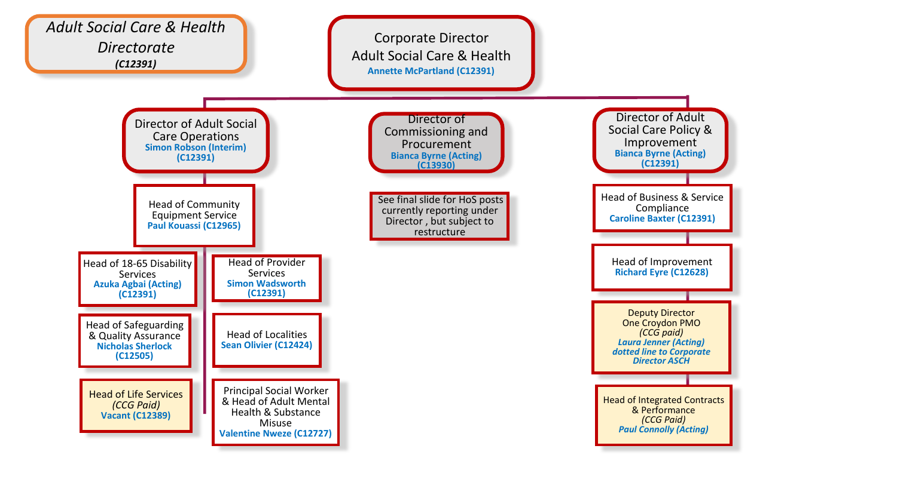# Adult Social Care & Health Directorate

***(C12391)***

## Corporate Director Adult Social Care & Health

Annette McPartland (C12391)

### Director of Adult Social Care Operations

Simon Robson (Interim) (C12391)

- Head of Community Equipment Service – Paul Kouassi (C12965)
- Head of 18-65 Disability Services – Azuka Agbai (Acting) (C12391)
- Head of Safeguarding & Quality Assurance – Nicholas Sherlock (C12505)
- Head of Life Services *(CCG Paid)* – Vacant (C12389)
- Head of Provider Services – Simon Wadsworth (C12391)
- Head of Localities – Sean Olivier (C12424)
- Principal Social Worker & Head of Adult Mental Health & Substance Misuse – Valentine Nweze (C12727)

### Director of Commissioning and Procurement

Bianca Byrne (Acting) (C13930)

- See final slide for HoS posts currently reporting under Director , but subject to restructure

### Director of Adult Social Care Policy & Improvement

Bianca Byrne (Acting) (C12391)

- Head of Business & Service Compliance – Caroline Baxter (C12391)
- Head of Improvement – Richard Eyre (C12628)
- Deputy Director One Croydon PMO *(CCG paid)* – *Laura Jenner (Acting)* *dotted line to Corporate Director ASCH*
- Head of Integrated Contracts & Performance *(CCG Paid)* – *Paul Connolly (Acting)*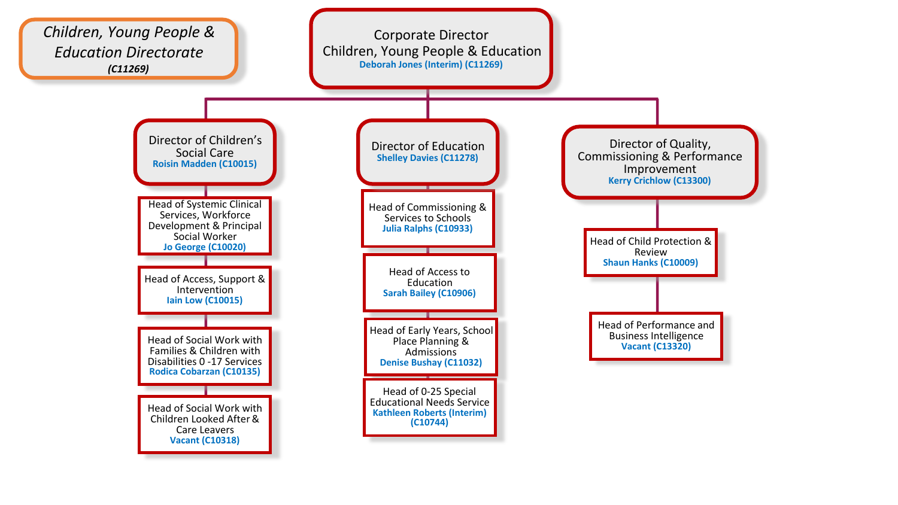*Children, Young People & Education Directorate*
***(C11269)***

# Corporate Director Children, Young People & Education
**Deborah Jones (Interim) (C11269)**

## Director of Children's Social Care
**Roisin Madden (C10015)**

- Head of Systemic Clinical Services, Workforce Development & Principal Social Worker – **Jo George (C10020)**
- Head of Access, Support & Intervention – **Iain Low (C10015)**
- Head of Social Work with Families & Children with Disabilities 0 -17 Services – **Rodica Cobarzan (C10135)**
- Head of Social Work with Children Looked After & Care Leavers – **Vacant (C10318)**

## Director of Education
**Shelley Davies (C11278)**

- Head of Commissioning & Services to Schools – **Julia Ralphs (C10933)**
- Head of Access to Education – **Sarah Bailey (C10906)**
- Head of Early Years, School Place Planning & Admissions – **Denise Bushay (C11032)**
- Head of 0-25 Special Educational Needs Service – **Kathleen Roberts (Interim) (C10744)**

## Director of Quality, Commissioning & Performance Improvement
**Kerry Crichlow (C13300)**

- Head of Child Protection & Review – **Shaun Hanks (C10009)**
- Head of Performance and Business Intelligence – **Vacant (C13320)**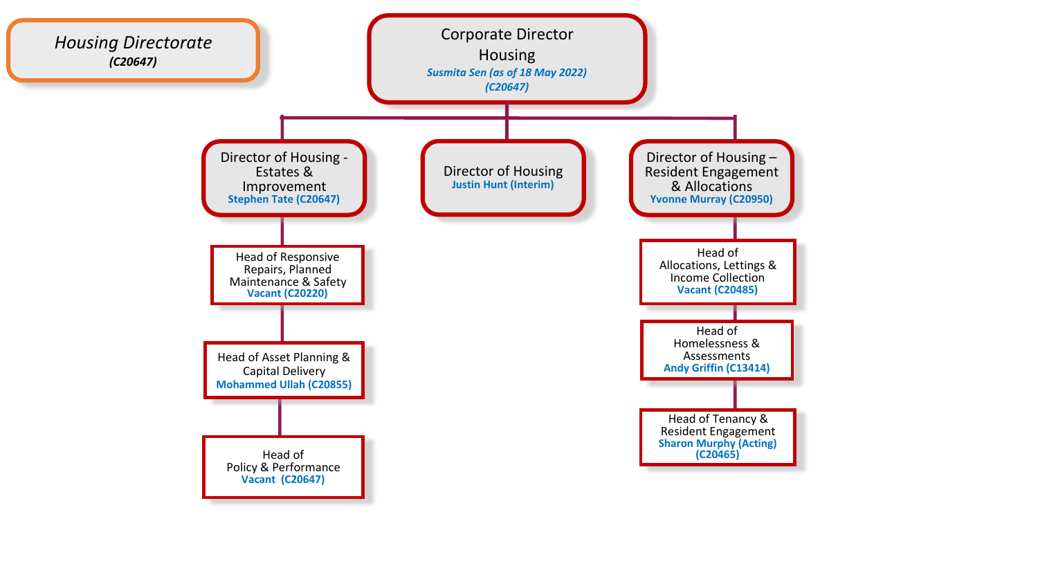# *Housing Directorate*

***(C20647)***

## Corporate Director Housing

***Susmita Sen (as of 18 May 2022)***
***(C20647)***

### Director of Housing - Estates & Improvement

**Stephen Tate (C20647)**

- Head of Responsive Repairs, Planned Maintenance & Safety
  **Vacant (C20220)**
- Head of Asset Planning & Capital Delivery
  **Mohammed Ullah (C20855)**
- Head of Policy & Performance
  **Vacant (C20647)**

### Director of Housing

**Justin Hunt (Interim)**

### Director of Housing – Resident Engagement & Allocations

**Yvonne Murray (C20950)**

- Head of Allocations, Lettings & Income Collection
  **Vacant (C20485)**
- Head of Homelessness & Assessments
  **Andy Griffin (C13414)**
- Head of Tenancy & Resident Engagement
  **Sharon Murphy (Acting) (C20465)**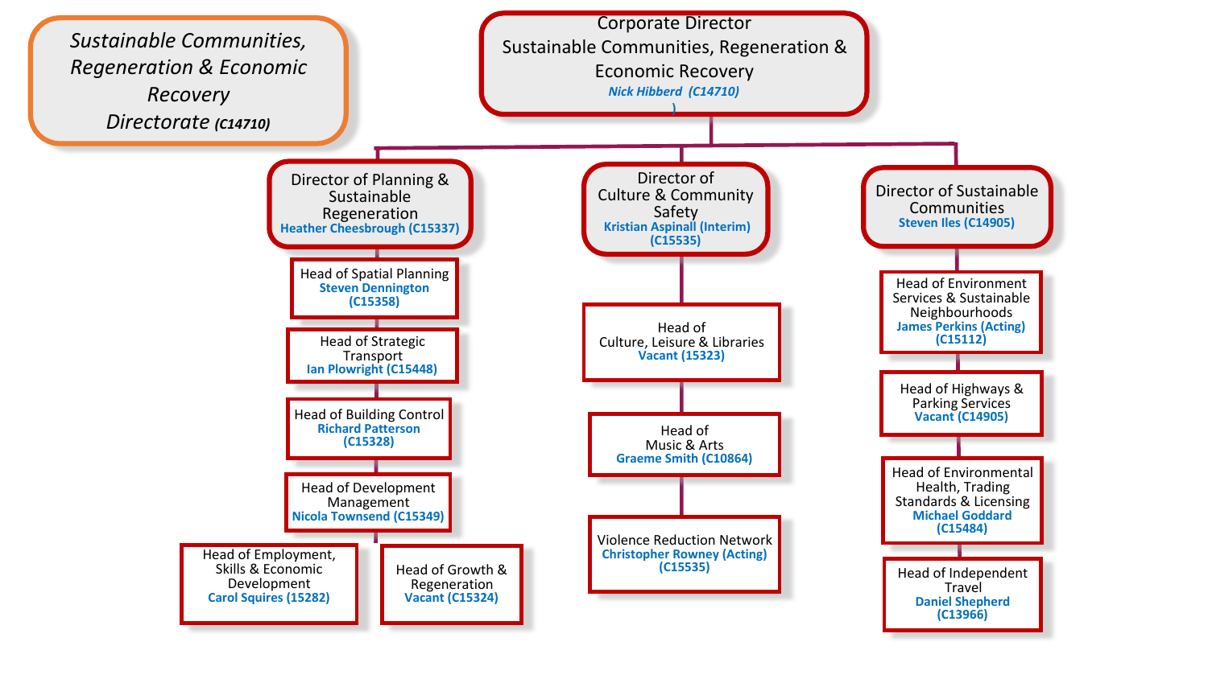*Sustainable Communities, Regeneration & Economic Recovery Directorate* ***(C14710)***

# Corporate Director Sustainable Communities, Regeneration & Economic Recovery

***Nick Hibberd (C14710)***

## Director of Planning & Sustainable Regeneration

**Heather Cheesbrough (C15337)**

- Head of Spatial Planning
  **Steven Dennington (C15358)**
- Head of Strategic Transport
  **Ian Plowright (C15448)**
- Head of Building Control
  **Richard Patterson (C15328)**
- Head of Development Management
  **Nicola Townsend (C15349)**
- Head of Employment, Skills & Economic Development
  **Carol Squires (15282)**
- Head of Growth & Regeneration
  **Vacant (C15324)**

## Director of Culture & Community Safety

**Kristian Aspinall (Interim) (C15535)**

- Head of Culture, Leisure & Libraries
  **Vacant (15323)**
- Head of Music & Arts
  **Graeme Smith (C10864)**
- Violence Reduction Network
  **Christopher Rowney (Acting) (C15535)**

## Director of Sustainable Communities

**Steven Iles (C14905)**

- Head of Environment Services & Sustainable Neighbourhoods
  **James Perkins (Acting) (C15112)**
- Head of Highways & Parking Services
  **Vacant (C14905)**
- Head of Environmental Health, Trading Standards & Licensing
  **Michael Goddard (C15484)**
- Head of Independent Travel
  **Daniel Shepherd (C13966)**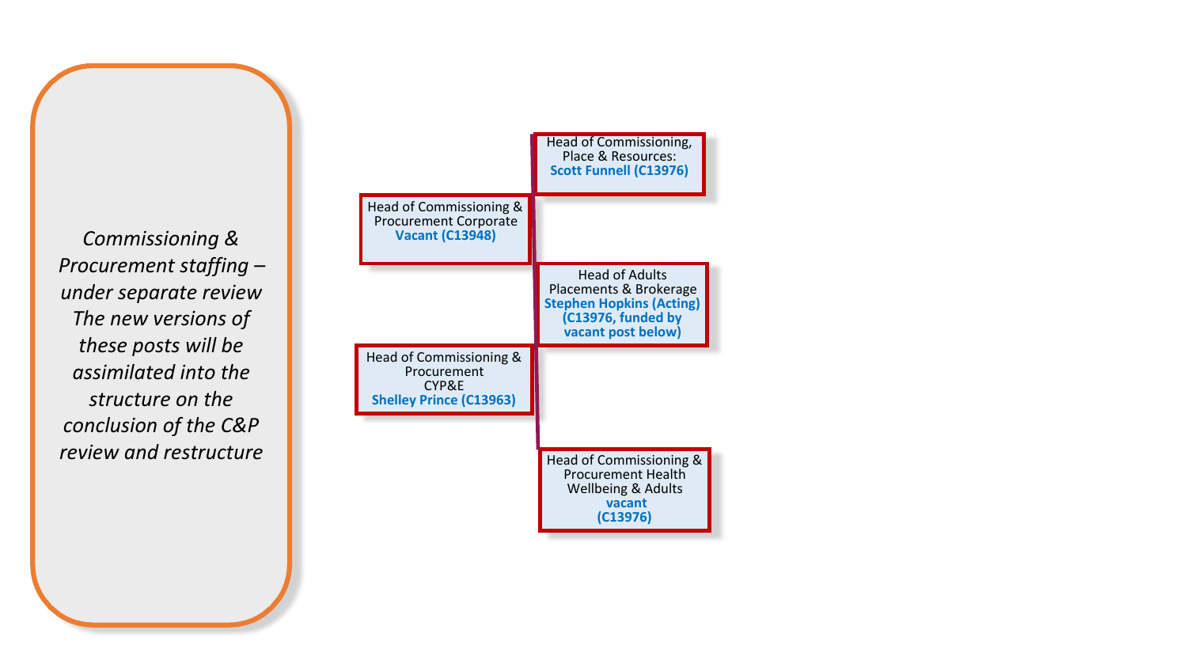*Commissioning & Procurement staffing – under separate review The new versions of these posts will be assimilated into the structure on the conclusion of the C&P review and restructure*

Head of Commissioning, Place & Resources:
**Scott Funnell (C13976)**

Head of Commissioning & Procurement Corporate
**Vacant (C13948)**

Head of Adults Placements & Brokerage
**Stephen Hopkins (Acting) (C13976, funded by vacant post below)**

Head of Commissioning & Procurement CYP&E
**Shelley Prince (C13963)**

Head of Commissioning & Procurement Health Wellbeing & Adults
**vacant (C13976)**